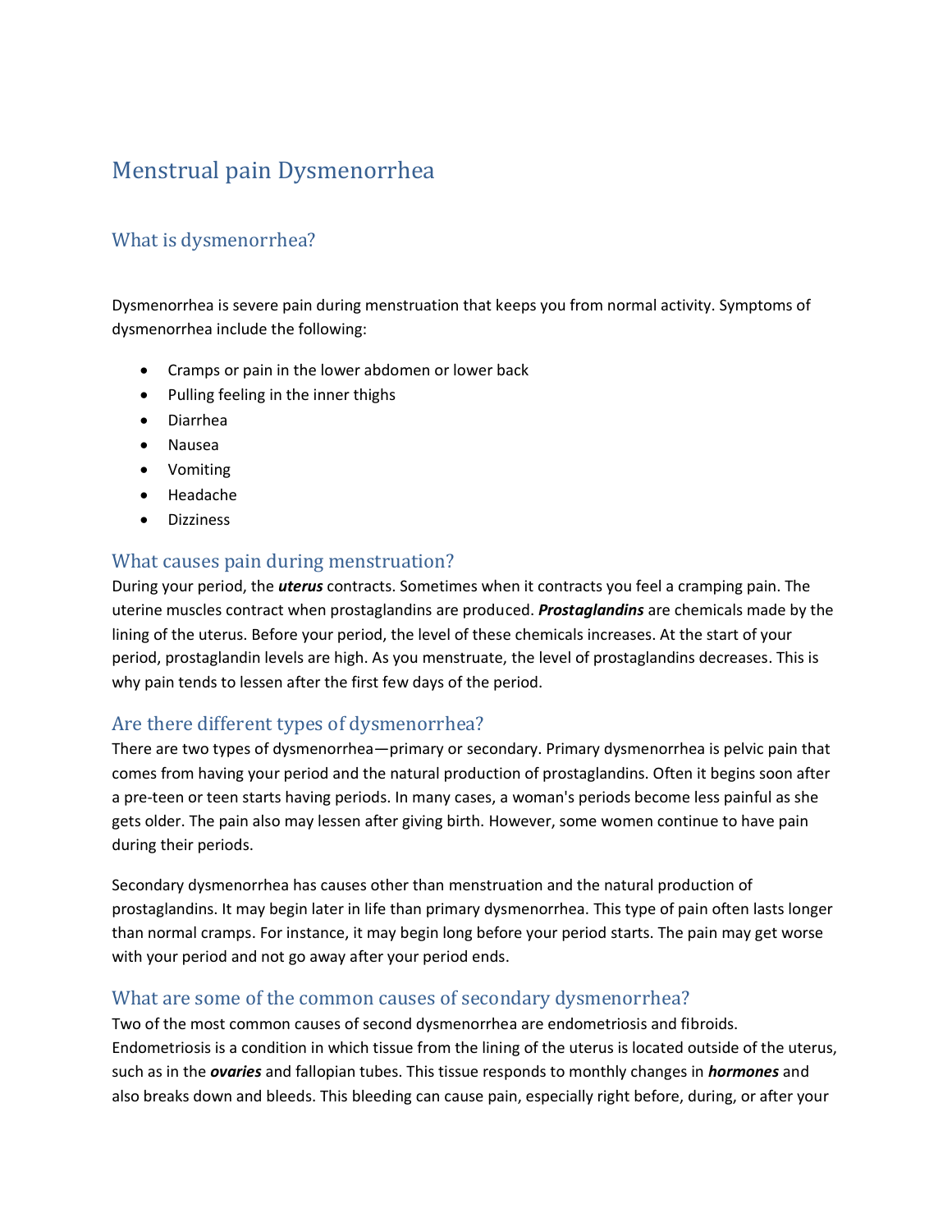# Menstrual pain Dysmenorrhea

## What is dysmenorrhea?

Dysmenorrhea is severe pain during menstruation that keeps you from normal activity. Symptoms of dysmenorrhea include the following:

- Cramps or pain in the lower abdomen or lower back
- Pulling feeling in the inner thighs
- Diarrhea
- Nausea
- Vomiting
- Headache
- Dizziness

## What causes pain during menstruation?

During your period, the ***uterus*** contracts. Sometimes when it contracts you feel a cramping pain. The uterine muscles contract when prostaglandins are produced. ***Prostaglandins*** are chemicals made by the lining of the uterus. Before your period, the level of these chemicals increases. At the start of your period, prostaglandin levels are high. As you menstruate, the level of prostaglandins decreases. This is why pain tends to lessen after the first few days of the period.

## Are there different types of dysmenorrhea?

There are two types of dysmenorrhea—primary or secondary. Primary dysmenorrhea is pelvic pain that comes from having your period and the natural production of prostaglandins. Often it begins soon after a pre-teen or teen starts having periods. In many cases, a woman's periods become less painful as she gets older. The pain also may lessen after giving birth. However, some women continue to have pain during their periods.

Secondary dysmenorrhea has causes other than menstruation and the natural production of prostaglandins. It may begin later in life than primary dysmenorrhea. This type of pain often lasts longer than normal cramps. For instance, it may begin long before your period starts. The pain may get worse with your period and not go away after your period ends.

## What are some of the common causes of secondary dysmenorrhea?

Two of the most common causes of second dysmenorrhea are endometriosis and fibroids. Endometriosis is a condition in which tissue from the lining of the uterus is located outside of the uterus, such as in the ***ovaries*** and fallopian tubes. This tissue responds to monthly changes in ***hormones*** and also breaks down and bleeds. This bleeding can cause pain, especially right before, during, or after your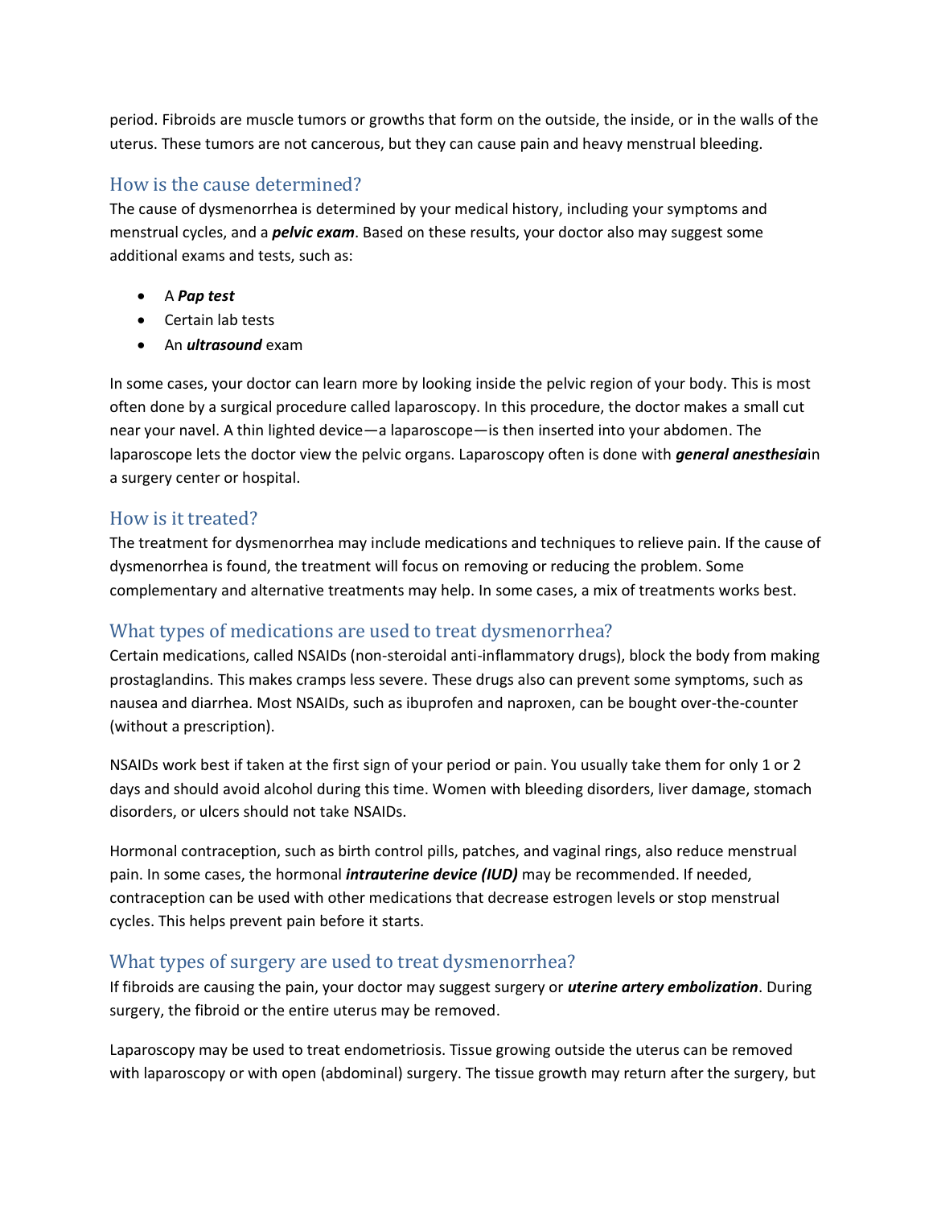period. Fibroids are muscle tumors or growths that form on the outside, the inside, or in the walls of the uterus. These tumors are not cancerous, but they can cause pain and heavy menstrual bleeding.

## How is the cause determined?

The cause of dysmenorrhea is determined by your medical history, including your symptoms and menstrual cycles, and a ***pelvic exam***. Based on these results, your doctor also may suggest some additional exams and tests, such as:

- A ***Pap test***
- Certain lab tests
- An ***ultrasound*** exam

In some cases, your doctor can learn more by looking inside the pelvic region of your body. This is most often done by a surgical procedure called laparoscopy. In this procedure, the doctor makes a small cut near your navel. A thin lighted device—a laparoscope—is then inserted into your abdomen. The laparoscope lets the doctor view the pelvic organs. Laparoscopy often is done with ***general anesthesia***in a surgery center or hospital.

## How is it treated?

The treatment for dysmenorrhea may include medications and techniques to relieve pain. If the cause of dysmenorrhea is found, the treatment will focus on removing or reducing the problem. Some complementary and alternative treatments may help. In some cases, a mix of treatments works best.

## What types of medications are used to treat dysmenorrhea?

Certain medications, called NSAIDs (non-steroidal anti-inflammatory drugs), block the body from making prostaglandins. This makes cramps less severe. These drugs also can prevent some symptoms, such as nausea and diarrhea. Most NSAIDs, such as ibuprofen and naproxen, can be bought over-the-counter (without a prescription).

NSAIDs work best if taken at the first sign of your period or pain. You usually take them for only 1 or 2 days and should avoid alcohol during this time. Women with bleeding disorders, liver damage, stomach disorders, or ulcers should not take NSAIDs.

Hormonal contraception, such as birth control pills, patches, and vaginal rings, also reduce menstrual pain. In some cases, the hormonal ***intrauterine device (IUD)*** may be recommended. If needed, contraception can be used with other medications that decrease estrogen levels or stop menstrual cycles. This helps prevent pain before it starts.

## What types of surgery are used to treat dysmenorrhea?

If fibroids are causing the pain, your doctor may suggest surgery or ***uterine artery embolization***. During surgery, the fibroid or the entire uterus may be removed.

Laparoscopy may be used to treat endometriosis. Tissue growing outside the uterus can be removed with laparoscopy or with open (abdominal) surgery. The tissue growth may return after the surgery, but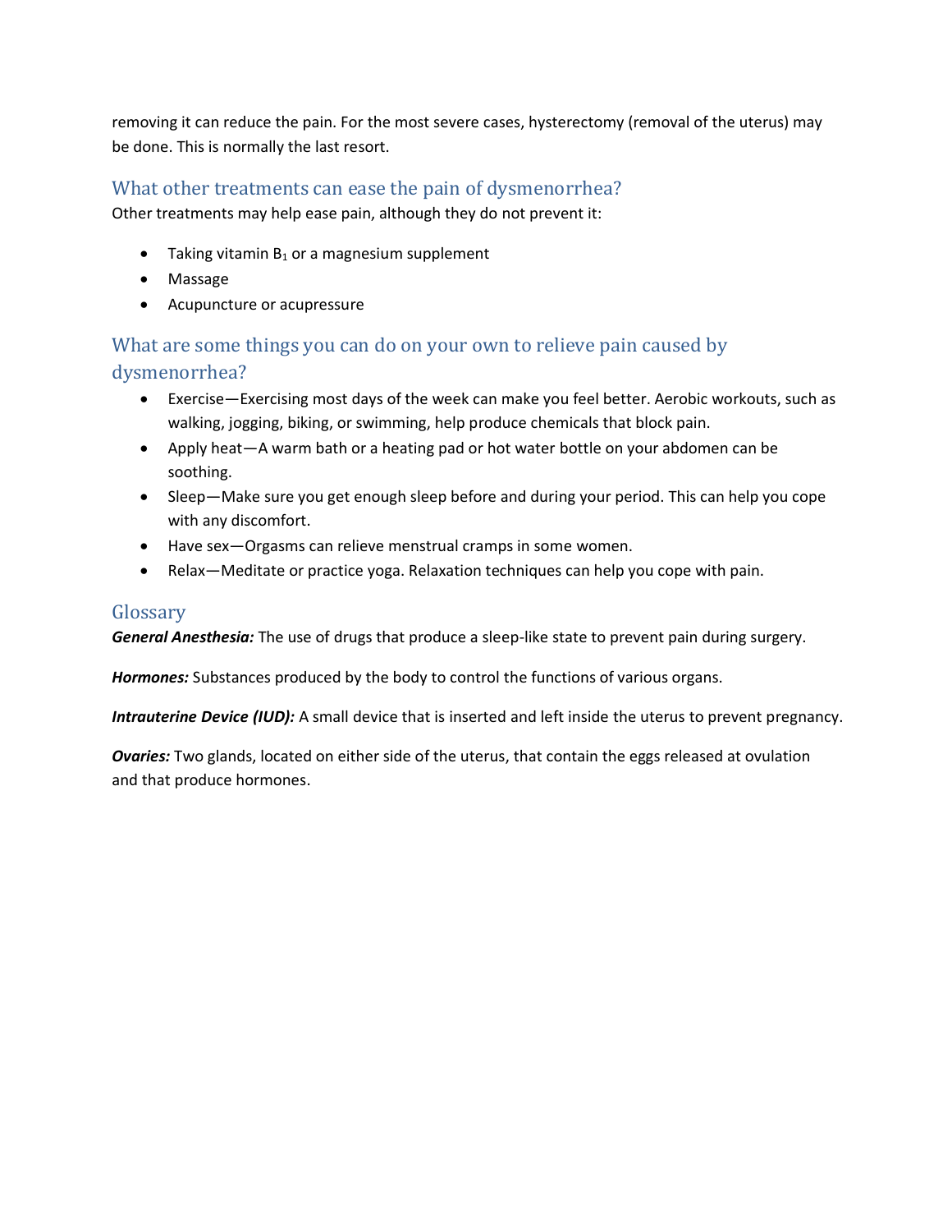removing it can reduce the pain. For the most severe cases, hysterectomy (removal of the uterus) may be done. This is normally the last resort.

## What other treatments can ease the pain of dysmenorrhea?

Other treatments may help ease pain, although they do not prevent it:

- Taking vitamin $B_1$ or a magnesium supplement
- Massage
- Acupuncture or acupressure

## What are some things you can do on your own to relieve pain caused by dysmenorrhea?

- Exercise—Exercising most days of the week can make you feel better. Aerobic workouts, such as walking, jogging, biking, or swimming, help produce chemicals that block pain.
- Apply heat—A warm bath or a heating pad or hot water bottle on your abdomen can be soothing.
- Sleep—Make sure you get enough sleep before and during your period. This can help you cope with any discomfort.
- Have sex—Orgasms can relieve menstrual cramps in some women.
- Relax—Meditate or practice yoga. Relaxation techniques can help you cope with pain.

## Glossary

***General Anesthesia:*** The use of drugs that produce a sleep-like state to prevent pain during surgery.

***Hormones:*** Substances produced by the body to control the functions of various organs.

***Intrauterine Device (IUD):*** A small device that is inserted and left inside the uterus to prevent pregnancy.

***Ovaries:*** Two glands, located on either side of the uterus, that contain the eggs released at ovulation and that produce hormones.